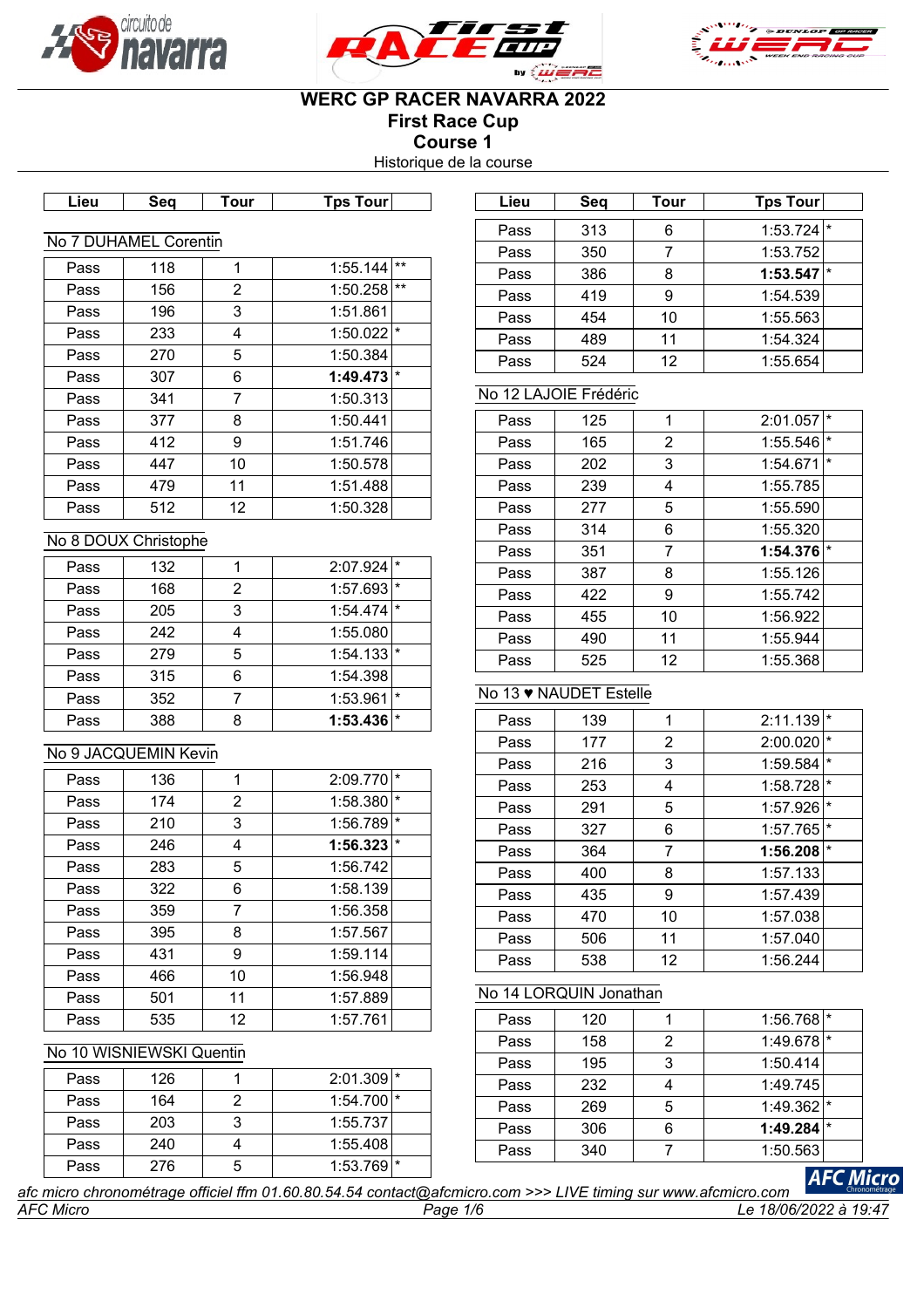# WERC GP RACER NAVARRA 2022

## First Race Cup

## Course 1

Historique de la course

### No 7 DUHAMEL Corentin

| Lieu | Seq | Tour | Tps Tour | |
|---|---|---|---|---|
| Pass | 118 | 1 | 1:55.144 | ** |
| Pass | 156 | 2 | 1:50.258 | ** |
| Pass | 196 | 3 | 1:51.861 | |
| Pass | 233 | 4 | 1:50.022 | * |
| Pass | 270 | 5 | 1:50.384 | |
| Pass | 307 | 6 | **1:49.473** | * |
| Pass | 341 | 7 | 1:50.313 | |
| Pass | 377 | 8 | 1:50.441 | |
| Pass | 412 | 9 | 1:51.746 | |
| Pass | 447 | 10 | 1:50.578 | |
| Pass | 479 | 11 | 1:51.488 | |
| Pass | 512 | 12 | 1:50.328 | |

### No 8 DOUX Christophe

| Lieu | Seq | Tour | Tps Tour | |
|---|---|---|---|---|
| Pass | 132 | 1 | 2:07.924 | * |
| Pass | 168 | 2 | 1:57.693 | * |
| Pass | 205 | 3 | 1:54.474 | * |
| Pass | 242 | 4 | 1:55.080 | |
| Pass | 279 | 5 | 1:54.133 | * |
| Pass | 315 | 6 | 1:54.398 | |
| Pass | 352 | 7 | 1:53.961 | * |
| Pass | 388 | 8 | **1:53.436** | * |

### No 9 JACQUEMIN Kevin

| Lieu | Seq | Tour | Tps Tour | |
|---|---|---|---|---|
| Pass | 136 | 1 | 2:09.770 | * |
| Pass | 174 | 2 | 1:58.380 | * |
| Pass | 210 | 3 | 1:56.789 | * |
| Pass | 246 | 4 | **1:56.323** | * |
| Pass | 283 | 5 | 1:56.742 | |
| Pass | 322 | 6 | 1:58.139 | |
| Pass | 359 | 7 | 1:56.358 | |
| Pass | 395 | 8 | 1:57.567 | |
| Pass | 431 | 9 | 1:59.114 | |
| Pass | 466 | 10 | 1:56.948 | |
| Pass | 501 | 11 | 1:57.889 | |
| Pass | 535 | 12 | 1:57.761 | |

### No 10 WISNIEWSKI Quentin

| Lieu | Seq | Tour | Tps Tour | |
|---|---|---|---|---|
| Pass | 126 | 1 | 2:01.309 | * |
| Pass | 164 | 2 | 1:54.700 | * |
| Pass | 203 | 3 | 1:55.737 | |
| Pass | 240 | 4 | 1:55.408 | |
| Pass | 276 | 5 | 1:53.769 | * |
| Pass | 313 | 6 | 1:53.724 | * |
| Pass | 350 | 7 | 1:53.752 | |
| Pass | 386 | 8 | **1:53.547** | * |
| Pass | 419 | 9 | 1:54.539 | |
| Pass | 454 | 10 | 1:55.563 | |
| Pass | 489 | 11 | 1:54.324 | |
| Pass | 524 | 12 | 1:55.654 | |

### No 12 LAJOIE Frédéric

| Lieu | Seq | Tour | Tps Tour | |
|---|---|---|---|---|
| Pass | 125 | 1 | 2:01.057 | * |
| Pass | 165 | 2 | 1:55.546 | * |
| Pass | 202 | 3 | 1:54.671 | * |
| Pass | 239 | 4 | 1:55.785 | |
| Pass | 277 | 5 | 1:55.590 | |
| Pass | 314 | 6 | 1:55.320 | |
| Pass | 351 | 7 | **1:54.376** | * |
| Pass | 387 | 8 | 1:55.126 | |
| Pass | 422 | 9 | 1:55.742 | |
| Pass | 455 | 10 | 1:56.922 | |
| Pass | 490 | 11 | 1:55.944 | |
| Pass | 525 | 12 | 1:55.368 | |

### No 13 ♥ NAUDET Estelle

| Lieu | Seq | Tour | Tps Tour | |
|---|---|---|---|---|
| Pass | 139 | 1 | 2:11.139 | * |
| Pass | 177 | 2 | 2:00.020 | * |
| Pass | 216 | 3 | 1:59.584 | * |
| Pass | 253 | 4 | 1:58.728 | * |
| Pass | 291 | 5 | 1:57.926 | * |
| Pass | 327 | 6 | 1:57.765 | * |
| Pass | 364 | 7 | **1:56.208** | * |
| Pass | 400 | 8 | 1:57.133 | |
| Pass | 435 | 9 | 1:57.439 | |
| Pass | 470 | 10 | 1:57.038 | |
| Pass | 506 | 11 | 1:57.040 | |
| Pass | 538 | 12 | 1:56.244 | |

### No 14 LORQUIN Jonathan

| Lieu | Seq | Tour | Tps Tour | |
|---|---|---|---|---|
| Pass | 120 | 1 | 1:56.768 | * |
| Pass | 158 | 2 | 1:49.678 | * |
| Pass | 195 | 3 | 1:50.414 | |
| Pass | 232 | 4 | 1:49.745 | |
| Pass | 269 | 5 | 1:49.362 | * |
| Pass | 306 | 6 | **1:49.284** | * |
| Pass | 340 | 7 | 1:50.563 | |

*afc micro chronométrage officiel ffm 01.60.80.54.54 contact@afcmicro.com >>> LIVE timing sur www.afcmicro.com*

*AFC Micro* — *Le 18/06/2022 à 19:47*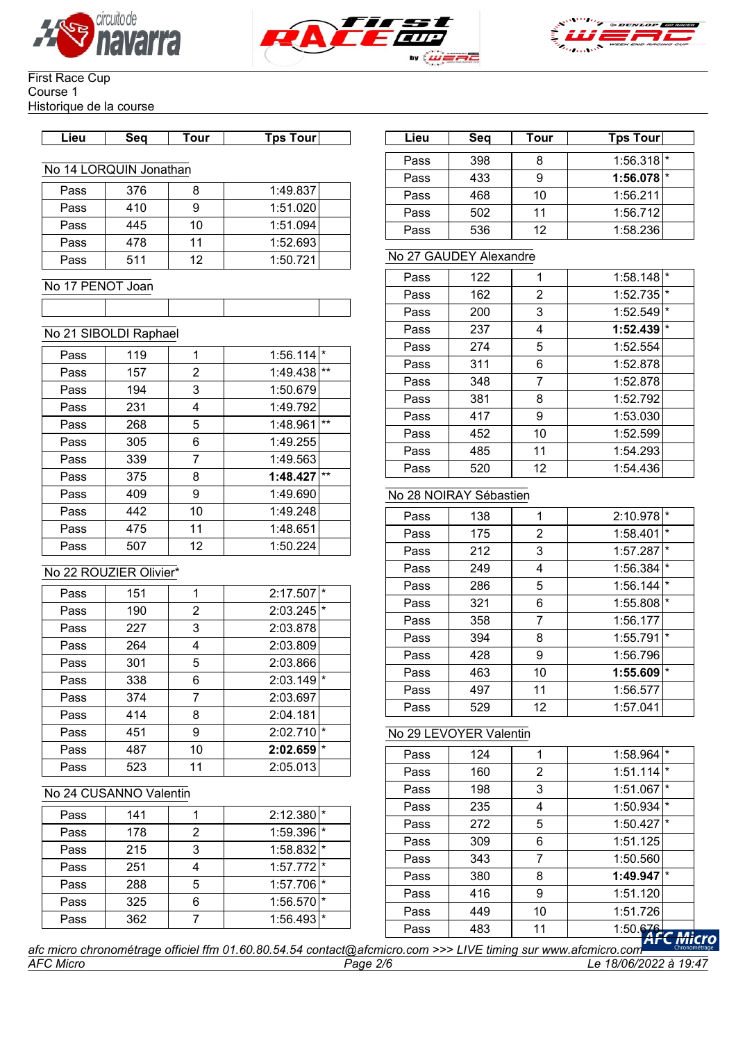First Race Cup
Course 1
Historique de la course

| Lieu | Seq | Tour | Tps Tour | |
|---|---|---|---|---|

### No 14 LORQUIN Jonathan

| Lieu | Seq | Tour | Tps Tour | |
|---|---|---|---|---|
| Pass | 376 | 8 | 1:49.837 | |
| Pass | 410 | 9 | 1:51.020 | |
| Pass | 445 | 10 | 1:51.094 | |
| Pass | 478 | 11 | 1:52.693 | |
| Pass | 511 | 12 | 1:50.721 | |

### No 17 PENOT Joan

| Lieu | Seq | Tour | Tps Tour | |
|---|---|---|---|---|
| | | | | |

### No 21 SIBOLDI Raphael

| Lieu | Seq | Tour | Tps Tour | |
|---|---|---|---|---|
| Pass | 119 | 1 | 1:56.114 | * |
| Pass | 157 | 2 | 1:49.438 | ** |
| Pass | 194 | 3 | 1:50.679 | |
| Pass | 231 | 4 | 1:49.792 | |
| Pass | 268 | 5 | 1:48.961 | ** |
| Pass | 305 | 6 | 1:49.255 | |
| Pass | 339 | 7 | 1:49.563 | |
| Pass | 375 | 8 | **1:48.427** | ** |
| Pass | 409 | 9 | 1:49.690 | |
| Pass | 442 | 10 | 1:49.248 | |
| Pass | 475 | 11 | 1:48.651 | |
| Pass | 507 | 12 | 1:50.224 | |

### No 22 ROUZIER Olivier*

| Lieu | Seq | Tour | Tps Tour | |
|---|---|---|---|---|
| Pass | 151 | 1 | 2:17.507 | * |
| Pass | 190 | 2 | 2:03.245 | * |
| Pass | 227 | 3 | 2:03.878 | |
| Pass | 264 | 4 | 2:03.809 | |
| Pass | 301 | 5 | 2:03.866 | |
| Pass | 338 | 6 | 2:03.149 | * |
| Pass | 374 | 7 | 2:03.697 | |
| Pass | 414 | 8 | 2:04.181 | |
| Pass | 451 | 9 | 2:02.710 | * |
| Pass | 487 | 10 | **2:02.659** | * |
| Pass | 523 | 11 | 2:05.013 | |

### No 24 CUSANNO Valentin

| Lieu | Seq | Tour | Tps Tour | |
|---|---|---|---|---|
| Pass | 141 | 1 | 2:12.380 | * |
| Pass | 178 | 2 | 1:59.396 | * |
| Pass | 215 | 3 | 1:58.832 | * |
| Pass | 251 | 4 | 1:57.772 | * |
| Pass | 288 | 5 | 1:57.706 | * |
| Pass | 325 | 6 | 1:56.570 | * |
| Pass | 362 | 7 | 1:56.493 | * |
| Pass | 398 | 8 | 1:56.318 | * |
| Pass | 433 | 9 | **1:56.078** | * |
| Pass | 468 | 10 | 1:56.211 | |
| Pass | 502 | 11 | 1:56.712 | |
| Pass | 536 | 12 | 1:58.236 | |

### No 27 GAUDEY Alexandre

| Lieu | Seq | Tour | Tps Tour | |
|---|---|---|---|---|
| Pass | 122 | 1 | 1:58.148 | * |
| Pass | 162 | 2 | 1:52.735 | * |
| Pass | 200 | 3 | 1:52.549 | * |
| Pass | 237 | 4 | **1:52.439** | * |
| Pass | 274 | 5 | 1:52.554 | |
| Pass | 311 | 6 | 1:52.878 | |
| Pass | 348 | 7 | 1:52.878 | |
| Pass | 381 | 8 | 1:52.792 | |
| Pass | 417 | 9 | 1:53.030 | |
| Pass | 452 | 10 | 1:52.599 | |
| Pass | 485 | 11 | 1:54.293 | |
| Pass | 520 | 12 | 1:54.436 | |

### No 28 NOIRAY Sébastien

| Lieu | Seq | Tour | Tps Tour | |
|---|---|---|---|---|
| Pass | 138 | 1 | 2:10.978 | * |
| Pass | 175 | 2 | 1:58.401 | * |
| Pass | 212 | 3 | 1:57.287 | * |
| Pass | 249 | 4 | 1:56.384 | * |
| Pass | 286 | 5 | 1:56.144 | * |
| Pass | 321 | 6 | 1:55.808 | * |
| Pass | 358 | 7 | 1:56.177 | |
| Pass | 394 | 8 | 1:55.791 | * |
| Pass | 428 | 9 | 1:56.796 | |
| Pass | 463 | 10 | **1:55.609** | * |
| Pass | 497 | 11 | 1:56.577 | |
| Pass | 529 | 12 | 1:57.041 | |

### No 29 LEVOYER Valentin

| Lieu | Seq | Tour | Tps Tour | |
|---|---|---|---|---|
| Pass | 124 | 1 | 1:58.964 | * |
| Pass | 160 | 2 | 1:51.114 | * |
| Pass | 198 | 3 | 1:51.067 | * |
| Pass | 235 | 4 | 1:50.934 | * |
| Pass | 272 | 5 | 1:50.427 | * |
| Pass | 309 | 6 | 1:51.125 | |
| Pass | 343 | 7 | 1:50.560 | |
| Pass | 380 | 8 | **1:49.947** | * |
| Pass | 416 | 9 | 1:51.120 | |
| Pass | 449 | 10 | 1:51.726 | |
| Pass | 483 | 11 | 1:50.676 | |

*afc micro chronométrage officiel ffm 01.60.80.54.54 contact@afcmicro.com >>> LIVE timing sur www.afcmicro.com*

*AFC Micro* — Le 18/06/2022 à 19:47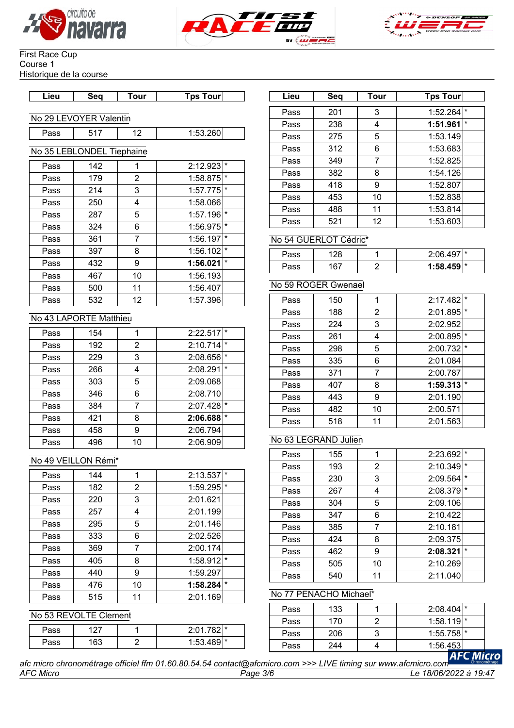First Race Cup
Course 1
Historique de la course

| Lieu | Seq | Tour | Tps Tour | |
|---|---|---|---|---|

### No 29 LEVOYER Valentin

| Lieu | Seq | Tour | Tps Tour | |
|---|---|---|---|---|
| Pass | 517 | 12 | 1:53.260 | |

### No 35 LEBLONDEL Tiephaine

| Lieu | Seq | Tour | Tps Tour | |
|---|---|---|---|---|
| Pass | 142 | 1 | 2:12.923 | * |
| Pass | 179 | 2 | 1:58.875 | * |
| Pass | 214 | 3 | 1:57.775 | * |
| Pass | 250 | 4 | 1:58.066 | |
| Pass | 287 | 5 | 1:57.196 | * |
| Pass | 324 | 6 | 1:56.975 | * |
| Pass | 361 | 7 | 1:56.197 | * |
| Pass | 397 | 8 | 1:56.102 | * |
| Pass | 432 | 9 | **1:56.021** | * |
| Pass | 467 | 10 | 1:56.193 | |
| Pass | 500 | 11 | 1:56.407 | |
| Pass | 532 | 12 | 1:57.396 | |

### No 43 LAPORTE Matthieu

| Lieu | Seq | Tour | Tps Tour | |
|---|---|---|---|---|
| Pass | 154 | 1 | 2:22.517 | * |
| Pass | 192 | 2 | 2:10.714 | * |
| Pass | 229 | 3 | 2:08.656 | * |
| Pass | 266 | 4 | 2:08.291 | * |
| Pass | 303 | 5 | 2:09.068 | |
| Pass | 346 | 6 | 2:08.710 | |
| Pass | 384 | 7 | 2:07.428 | * |
| Pass | 421 | 8 | **2:06.688** | * |
| Pass | 458 | 9 | 2:06.794 | |
| Pass | 496 | 10 | 2:06.909 | |

### No 49 VEILLON Rémi*

| Lieu | Seq | Tour | Tps Tour | |
|---|---|---|---|---|
| Pass | 144 | 1 | 2:13.537 | * |
| Pass | 182 | 2 | 1:59.295 | * |
| Pass | 220 | 3 | 2:01.621 | |
| Pass | 257 | 4 | 2:01.199 | |
| Pass | 295 | 5 | 2:01.146 | |
| Pass | 333 | 6 | 2:02.526 | |
| Pass | 369 | 7 | 2:00.174 | |
| Pass | 405 | 8 | 1:58.912 | * |
| Pass | 440 | 9 | 1:59.297 | |
| Pass | 476 | 10 | **1:58.284** | * |
| Pass | 515 | 11 | 2:01.169 | |

### No 53 REVOLTE Clement

| Lieu | Seq | Tour | Tps Tour | |
|---|---|---|---|---|
| Pass | 127 | 1 | 2:01.782 | * |
| Pass | 163 | 2 | 1:53.489 | * |
| Pass | 201 | 3 | 1:52.264 | * |
| Pass | 238 | 4 | **1:51.961** | * |
| Pass | 275 | 5 | 1:53.149 | |
| Pass | 312 | 6 | 1:53.683 | |
| Pass | 349 | 7 | 1:52.825 | |
| Pass | 382 | 8 | 1:54.126 | |
| Pass | 418 | 9 | 1:52.807 | |
| Pass | 453 | 10 | 1:52.838 | |
| Pass | 488 | 11 | 1:53.814 | |
| Pass | 521 | 12 | 1:53.603 | |

### No 54 GUERLOT Cédric*

| Lieu | Seq | Tour | Tps Tour | |
|---|---|---|---|---|
| Pass | 128 | 1 | 2:06.497 | * |
| Pass | 167 | 2 | **1:58.459** | * |

### No 59 ROGER Gwenael

| Lieu | Seq | Tour | Tps Tour | |
|---|---|---|---|---|
| Pass | 150 | 1 | 2:17.482 | * |
| Pass | 188 | 2 | 2:01.895 | * |
| Pass | 224 | 3 | 2:02.952 | |
| Pass | 261 | 4 | 2:00.895 | * |
| Pass | 298 | 5 | 2:00.732 | * |
| Pass | 335 | 6 | 2:01.084 | |
| Pass | 371 | 7 | 2:00.787 | |
| Pass | 407 | 8 | **1:59.313** | * |
| Pass | 443 | 9 | 2:01.190 | |
| Pass | 482 | 10 | 2:00.571 | |
| Pass | 518 | 11 | 2:01.563 | |

### No 63 LEGRAND Julien

| Lieu | Seq | Tour | Tps Tour | |
|---|---|---|---|---|
| Pass | 155 | 1 | 2:23.692 | * |
| Pass | 193 | 2 | 2:10.349 | * |
| Pass | 230 | 3 | 2:09.564 | * |
| Pass | 267 | 4 | 2:08.379 | * |
| Pass | 304 | 5 | 2:09.106 | |
| Pass | 347 | 6 | 2:10.422 | |
| Pass | 385 | 7 | 2:10.181 | |
| Pass | 424 | 8 | 2:09.375 | |
| Pass | 462 | 9 | **2:08.321** | * |
| Pass | 505 | 10 | 2:10.269 | |
| Pass | 540 | 11 | 2:11.040 | |

### No 77 PENACHO Michael*

| Lieu | Seq | Tour | Tps Tour | |
|---|---|---|---|---|
| Pass | 133 | 1 | 2:08.404 | * |
| Pass | 170 | 2 | 1:58.119 | * |
| Pass | 206 | 3 | 1:55.758 | * |
| Pass | 244 | 4 | 1:56.453 | |

*afc micro chronométrage officiel ffm 01.60.80.54.54 contact@afcmicro.com >>> LIVE timing sur www.afcmicro.com*

*AFC Micro* — *Le 18/06/2022 à 19:47*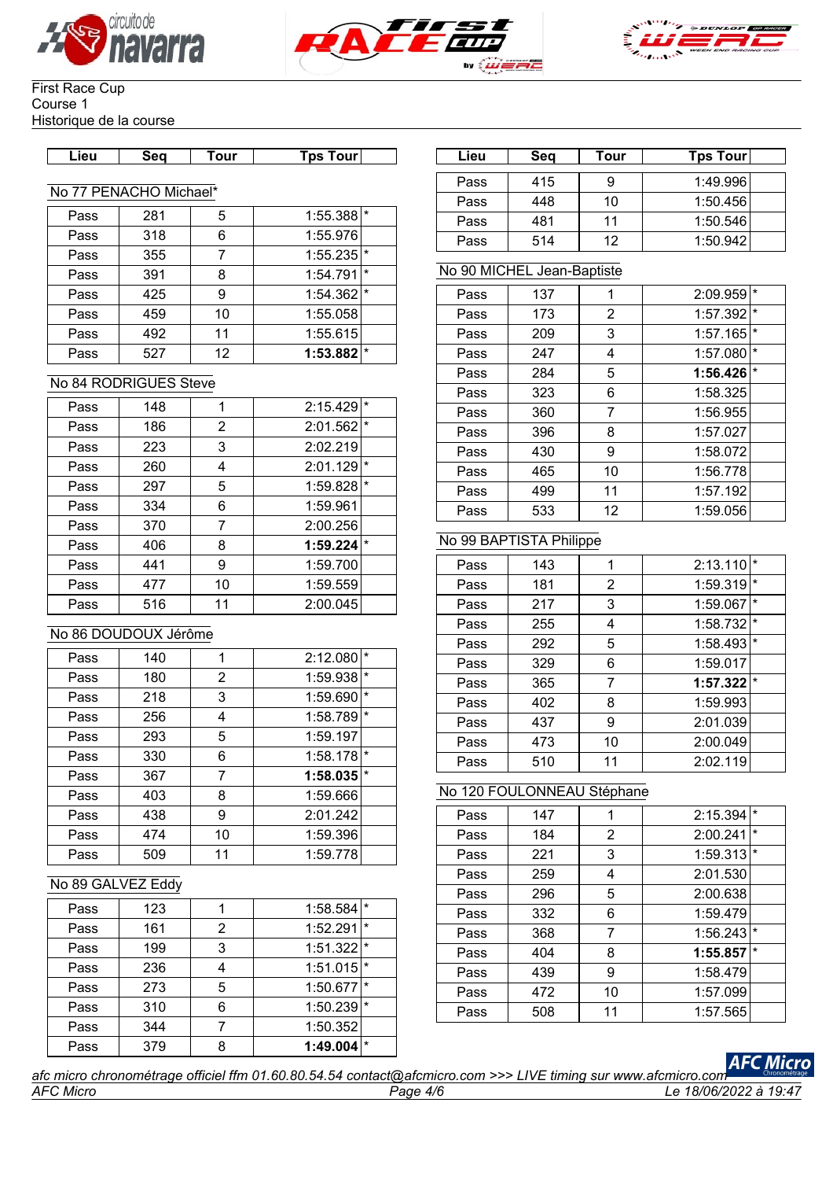First Race Cup
Course 1
Historique de la course

### No 77 PENACHO Michael*

| Lieu | Seq | Tour | Tps Tour | |
|---|---|---|---|---|
| Pass | 281 | 5 | 1:55.388 | * |
| Pass | 318 | 6 | 1:55.976 | |
| Pass | 355 | 7 | 1:55.235 | * |
| Pass | 391 | 8 | 1:54.791 | * |
| Pass | 425 | 9 | 1:54.362 | * |
| Pass | 459 | 10 | 1:55.058 | |
| Pass | 492 | 11 | 1:55.615 | |
| Pass | 527 | 12 | **1:53.882** | * |

### No 84 RODRIGUES Steve

| Lieu | Seq | Tour | Tps Tour | |
|---|---|---|---|---|
| Pass | 148 | 1 | 2:15.429 | * |
| Pass | 186 | 2 | 2:01.562 | * |
| Pass | 223 | 3 | 2:02.219 | |
| Pass | 260 | 4 | 2:01.129 | * |
| Pass | 297 | 5 | 1:59.828 | * |
| Pass | 334 | 6 | 1:59.961 | |
| Pass | 370 | 7 | 2:00.256 | |
| Pass | 406 | 8 | **1:59.224** | * |
| Pass | 441 | 9 | 1:59.700 | |
| Pass | 477 | 10 | 1:59.559 | |
| Pass | 516 | 11 | 2:00.045 | |

### No 86 DOUDOUX Jérôme

| Lieu | Seq | Tour | Tps Tour | |
|---|---|---|---|---|
| Pass | 140 | 1 | 2:12.080 | * |
| Pass | 180 | 2 | 1:59.938 | * |
| Pass | 218 | 3 | 1:59.690 | * |
| Pass | 256 | 4 | 1:58.789 | * |
| Pass | 293 | 5 | 1:59.197 | |
| Pass | 330 | 6 | 1:58.178 | * |
| Pass | 367 | 7 | **1:58.035** | * |
| Pass | 403 | 8 | 1:59.666 | |
| Pass | 438 | 9 | 2:01.242 | |
| Pass | 474 | 10 | 1:59.396 | |
| Pass | 509 | 11 | 1:59.778 | |

### No 89 GALVEZ Eddy

| Lieu | Seq | Tour | Tps Tour | |
|---|---|---|---|---|
| Pass | 123 | 1 | 1:58.584 | * |
| Pass | 161 | 2 | 1:52.291 | * |
| Pass | 199 | 3 | 1:51.322 | * |
| Pass | 236 | 4 | 1:51.015 | * |
| Pass | 273 | 5 | 1:50.677 | * |
| Pass | 310 | 6 | 1:50.239 | * |
| Pass | 344 | 7 | 1:50.352 | |
| Pass | 379 | 8 | **1:49.004** | * |
| Pass | 415 | 9 | 1:49.996 | |
| Pass | 448 | 10 | 1:50.456 | |
| Pass | 481 | 11 | 1:50.546 | |
| Pass | 514 | 12 | 1:50.942 | |

### No 90 MICHEL Jean-Baptiste

| Lieu | Seq | Tour | Tps Tour | |
|---|---|---|---|---|
| Pass | 137 | 1 | 2:09.959 | * |
| Pass | 173 | 2 | 1:57.392 | * |
| Pass | 209 | 3 | 1:57.165 | * |
| Pass | 247 | 4 | 1:57.080 | * |
| Pass | 284 | 5 | **1:56.426** | * |
| Pass | 323 | 6 | 1:58.325 | |
| Pass | 360 | 7 | 1:56.955 | |
| Pass | 396 | 8 | 1:57.027 | |
| Pass | 430 | 9 | 1:58.072 | |
| Pass | 465 | 10 | 1:56.778 | |
| Pass | 499 | 11 | 1:57.192 | |
| Pass | 533 | 12 | 1:59.056 | |

### No 99 BAPTISTA Philippe

| Lieu | Seq | Tour | Tps Tour | |
|---|---|---|---|---|
| Pass | 143 | 1 | 2:13.110 | * |
| Pass | 181 | 2 | 1:59.319 | * |
| Pass | 217 | 3 | 1:59.067 | * |
| Pass | 255 | 4 | 1:58.732 | * |
| Pass | 292 | 5 | 1:58.493 | * |
| Pass | 329 | 6 | 1:59.017 | |
| Pass | 365 | 7 | **1:57.322** | * |
| Pass | 402 | 8 | 1:59.993 | |
| Pass | 437 | 9 | 2:01.039 | |
| Pass | 473 | 10 | 2:00.049 | |
| Pass | 510 | 11 | 2:02.119 | |

### No 120 FOULONNEAU Stéphane

| Lieu | Seq | Tour | Tps Tour | |
|---|---|---|---|---|
| Pass | 147 | 1 | 2:15.394 | * |
| Pass | 184 | 2 | 2:00.241 | * |
| Pass | 221 | 3 | 1:59.313 | * |
| Pass | 259 | 4 | 2:01.530 | |
| Pass | 296 | 5 | 2:00.638 | |
| Pass | 332 | 6 | 1:59.479 | |
| Pass | 368 | 7 | 1:56.243 | * |
| Pass | 404 | 8 | **1:55.857** | * |
| Pass | 439 | 9 | 1:58.479 | |
| Pass | 472 | 10 | 1:57.099 | |
| Pass | 508 | 11 | 1:57.565 | |

*afc micro chronométrage officiel ffm 01.60.80.54.54 contact@afcmicro.com >>> LIVE timing sur www.afcmicro.com*

*AFC Micro* — Le 18/06/2022 à 19:47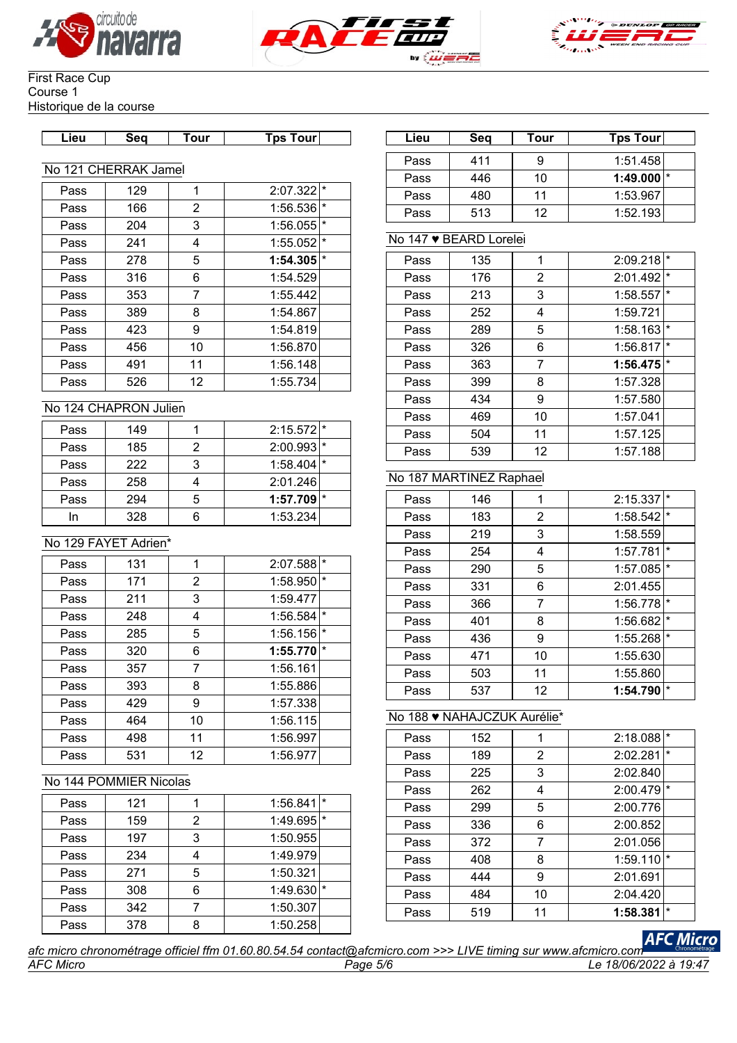First Race Cup
Course 1
Historique de la course

### No 121 CHERRAK Jamel

| Lieu | Seq | Tour | Tps Tour | |
|---|---|---|---|---|
| Pass | 129 | 1 | 2:07.322 | * |
| Pass | 166 | 2 | 1:56.536 | * |
| Pass | 204 | 3 | 1:56.055 | * |
| Pass | 241 | 4 | 1:55.052 | * |
| Pass | 278 | 5 | **1:54.305** | * |
| Pass | 316 | 6 | 1:54.529 | |
| Pass | 353 | 7 | 1:55.442 | |
| Pass | 389 | 8 | 1:54.867 | |
| Pass | 423 | 9 | 1:54.819 | |
| Pass | 456 | 10 | 1:56.870 | |
| Pass | 491 | 11 | 1:56.148 | |
| Pass | 526 | 12 | 1:55.734 | |

### No 124 CHAPRON Julien

| Lieu | Seq | Tour | Tps Tour | |
|---|---|---|---|---|
| Pass | 149 | 1 | 2:15.572 | * |
| Pass | 185 | 2 | 2:00.993 | * |
| Pass | 222 | 3 | 1:58.404 | * |
| Pass | 258 | 4 | 2:01.246 | |
| Pass | 294 | 5 | **1:57.709** | * |
| In | 328 | 6 | 1:53.234 | |

### No 129 FAYET Adrien*

| Lieu | Seq | Tour | Tps Tour | |
|---|---|---|---|---|
| Pass | 131 | 1 | 2:07.588 | * |
| Pass | 171 | 2 | 1:58.950 | * |
| Pass | 211 | 3 | 1:59.477 | |
| Pass | 248 | 4 | 1:56.584 | * |
| Pass | 285 | 5 | 1:56.156 | * |
| Pass | 320 | 6 | **1:55.770** | * |
| Pass | 357 | 7 | 1:56.161 | |
| Pass | 393 | 8 | 1:55.886 | |
| Pass | 429 | 9 | 1:57.338 | |
| Pass | 464 | 10 | 1:56.115 | |
| Pass | 498 | 11 | 1:56.997 | |
| Pass | 531 | 12 | 1:56.977 | |

### No 144 POMMIER Nicolas

| Lieu | Seq | Tour | Tps Tour | |
|---|---|---|---|---|
| Pass | 121 | 1 | 1:56.841 | * |
| Pass | 159 | 2 | 1:49.695 | * |
| Pass | 197 | 3 | 1:50.955 | |
| Pass | 234 | 4 | 1:49.979 | |
| Pass | 271 | 5 | 1:50.321 | |
| Pass | 308 | 6 | 1:49.630 | * |
| Pass | 342 | 7 | 1:50.307 | |
| Pass | 378 | 8 | 1:50.258 | |
| Pass | 411 | 9 | 1:51.458 | |
| Pass | 446 | 10 | **1:49.000** | * |
| Pass | 480 | 11 | 1:53.967 | |
| Pass | 513 | 12 | 1:52.193 | |

### No 147 ♥ BEARD Lorelei

| Lieu | Seq | Tour | Tps Tour | |
|---|---|---|---|---|
| Pass | 135 | 1 | 2:09.218 | * |
| Pass | 176 | 2 | 2:01.492 | * |
| Pass | 213 | 3 | 1:58.557 | * |
| Pass | 252 | 4 | 1:59.721 | |
| Pass | 289 | 5 | 1:58.163 | * |
| Pass | 326 | 6 | 1:56.817 | * |
| Pass | 363 | 7 | **1:56.475** | * |
| Pass | 399 | 8 | 1:57.328 | |
| Pass | 434 | 9 | 1:57.580 | |
| Pass | 469 | 10 | 1:57.041 | |
| Pass | 504 | 11 | 1:57.125 | |
| Pass | 539 | 12 | 1:57.188 | |

### No 187 MARTINEZ Raphael

| Lieu | Seq | Tour | Tps Tour | |
|---|---|---|---|---|
| Pass | 146 | 1 | 2:15.337 | * |
| Pass | 183 | 2 | 1:58.542 | * |
| Pass | 219 | 3 | 1:58.559 | |
| Pass | 254 | 4 | 1:57.781 | * |
| Pass | 290 | 5 | 1:57.085 | * |
| Pass | 331 | 6 | 2:01.455 | |
| Pass | 366 | 7 | 1:56.778 | * |
| Pass | 401 | 8 | 1:56.682 | * |
| Pass | 436 | 9 | 1:55.268 | * |
| Pass | 471 | 10 | 1:55.630 | |
| Pass | 503 | 11 | 1:55.860 | |
| Pass | 537 | 12 | **1:54.790** | * |

### No 188 ♥ NAHAJCZUK Aurélie*

| Lieu | Seq | Tour | Tps Tour | |
|---|---|---|---|---|
| Pass | 152 | 1 | 2:18.088 | * |
| Pass | 189 | 2 | 2:02.281 | * |
| Pass | 225 | 3 | 2:02.840 | |
| Pass | 262 | 4 | 2:00.479 | * |
| Pass | 299 | 5 | 2:00.776 | |
| Pass | 336 | 6 | 2:00.852 | |
| Pass | 372 | 7 | 2:01.056 | |
| Pass | 408 | 8 | 1:59.110 | * |
| Pass | 444 | 9 | 2:01.691 | |
| Pass | 484 | 10 | 2:04.420 | |
| Pass | 519 | 11 | **1:58.381** | * |

*afc micro chronométrage officiel ffm 01.60.80.54.54 contact@afcmicro.com >>> LIVE timing sur www.afcmicro.com*
*AFC Micro* — Le 18/06/2022 à 19:47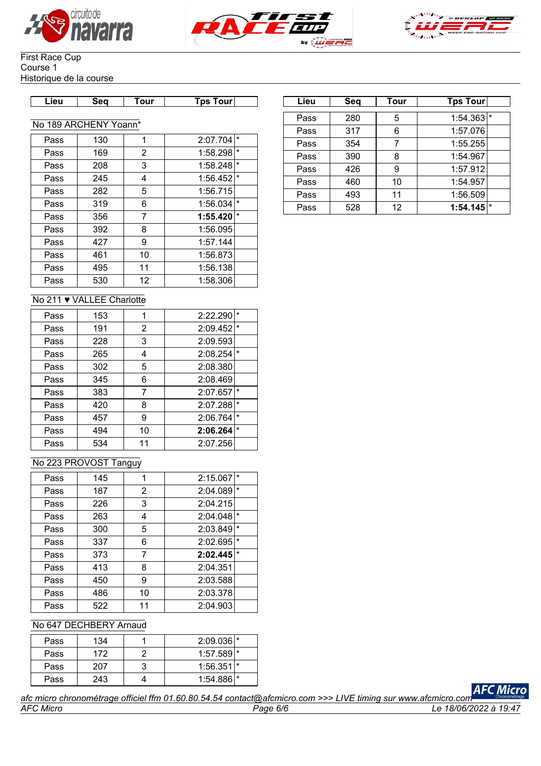First Race Cup
Course 1
Historique de la course

| Lieu | Seq | Tour | Tps Tour | |
|---|---|---|---|---|

No 189 ARCHENY Yoann*

| Lieu | Seq | Tour | Tps Tour | |
|---|---|---|---|---|
| Pass | 130 | 1 | 2:07.704 | * |
| Pass | 169 | 2 | 1:58.298 | * |
| Pass | 208 | 3 | 1:58.248 | * |
| Pass | 245 | 4 | 1:56.452 | * |
| Pass | 282 | 5 | 1:56.715 | |
| Pass | 319 | 6 | 1:56.034 | * |
| Pass | 356 | 7 | **1:55.420** | * |
| Pass | 392 | 8 | 1:56.095 | |
| Pass | 427 | 9 | 1:57.144 | |
| Pass | 461 | 10 | 1:56.873 | |
| Pass | 495 | 11 | 1:56.138 | |
| Pass | 530 | 12 | 1:58.306 | |

No 211 ♥ VALLEE Charlotte

| Lieu | Seq | Tour | Tps Tour | |
|---|---|---|---|---|
| Pass | 153 | 1 | 2:22.290 | * |
| Pass | 191 | 2 | 2:09.452 | * |
| Pass | 228 | 3 | 2:09.593 | |
| Pass | 265 | 4 | 2:08.254 | * |
| Pass | 302 | 5 | 2:08.380 | |
| Pass | 345 | 6 | 2:08.469 | |
| Pass | 383 | 7 | 2:07.657 | * |
| Pass | 420 | 8 | 2:07.288 | * |
| Pass | 457 | 9 | 2:06.764 | * |
| Pass | 494 | 10 | **2:06.264** | * |
| Pass | 534 | 11 | 2:07.256 | |

No 223 PROVOST Tanguy

| Lieu | Seq | Tour | Tps Tour | |
|---|---|---|---|---|
| Pass | 145 | 1 | 2:15.067 | * |
| Pass | 187 | 2 | 2:04.089 | * |
| Pass | 226 | 3 | 2:04.215 | |
| Pass | 263 | 4 | 2:04.048 | * |
| Pass | 300 | 5 | 2:03.849 | * |
| Pass | 337 | 6 | 2:02.695 | * |
| Pass | 373 | 7 | **2:02.445** | * |
| Pass | 413 | 8 | 2:04.351 | |
| Pass | 450 | 9 | 2:03.588 | |
| Pass | 486 | 10 | 2:03.378 | |
| Pass | 522 | 11 | 2:04.903 | |

No 647 DECHBERY Arnaud

| Lieu | Seq | Tour | Tps Tour | |
|---|---|---|---|---|
| Pass | 134 | 1 | 2:09.036 | * |
| Pass | 172 | 2 | 1:57.589 | * |
| Pass | 207 | 3 | 1:56.351 | * |
| Pass | 243 | 4 | 1:54.886 | * |
| Pass | 280 | 5 | 1:54.363 | * |
| Pass | 317 | 6 | 1:57.076 | |
| Pass | 354 | 7 | 1:55.255 | |
| Pass | 390 | 8 | 1:54.967 | |
| Pass | 426 | 9 | 1:57.912 | |
| Pass | 460 | 10 | 1:54.957 | |
| Pass | 493 | 11 | 1:56.509 | |
| Pass | 528 | 12 | **1:54.145** | * |

*afc micro chronométrage officiel ffm 01.60.80.54.54 contact@afcmicro.com >>> LIVE timing sur www.afcmicro.com*

*AFC Micro* — *Le 18/06/2022 à 19:47*